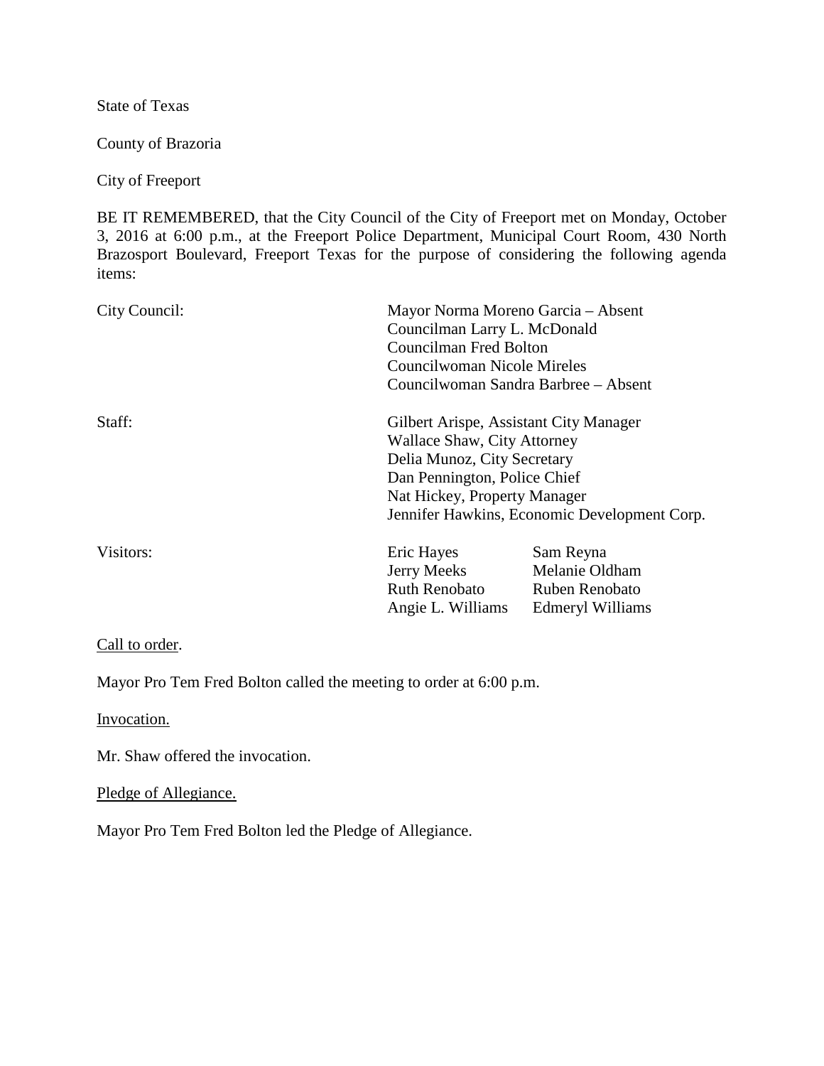State of Texas

County of Brazoria

City of Freeport

BE IT REMEMBERED, that the City Council of the City of Freeport met on Monday, October 3, 2016 at 6:00 p.m., at the Freeport Police Department, Municipal Court Room, 430 North Brazosport Boulevard, Freeport Texas for the purpose of considering the following agenda items:

| | | |
|---|---|---|
| City Council: | Mayor Norma Moreno Garcia – Absent<br>Councilman Larry L. McDonald<br>Councilman Fred Bolton<br>Councilwoman Nicole Mireles<br>Councilwoman Sandra Barbree – Absent | |
| Staff: | Gilbert Arispe, Assistant City Manager<br>Wallace Shaw, City Attorney<br>Delia Munoz, City Secretary<br>Dan Pennington, Police Chief<br>Nat Hickey, Property Manager<br>Jennifer Hawkins, Economic Development Corp. | |
| Visitors: | Eric Hayes<br>Jerry Meeks<br>Ruth Renobato<br>Angie L. Williams | Sam Reyna<br>Melanie Oldham<br>Ruben Renobato<br>Edmeryl Williams |

Call to order.

Mayor Pro Tem Fred Bolton called the meeting to order at 6:00 p.m.

Invocation.

Mr. Shaw offered the invocation.

Pledge of Allegiance.

Mayor Pro Tem Fred Bolton led the Pledge of Allegiance.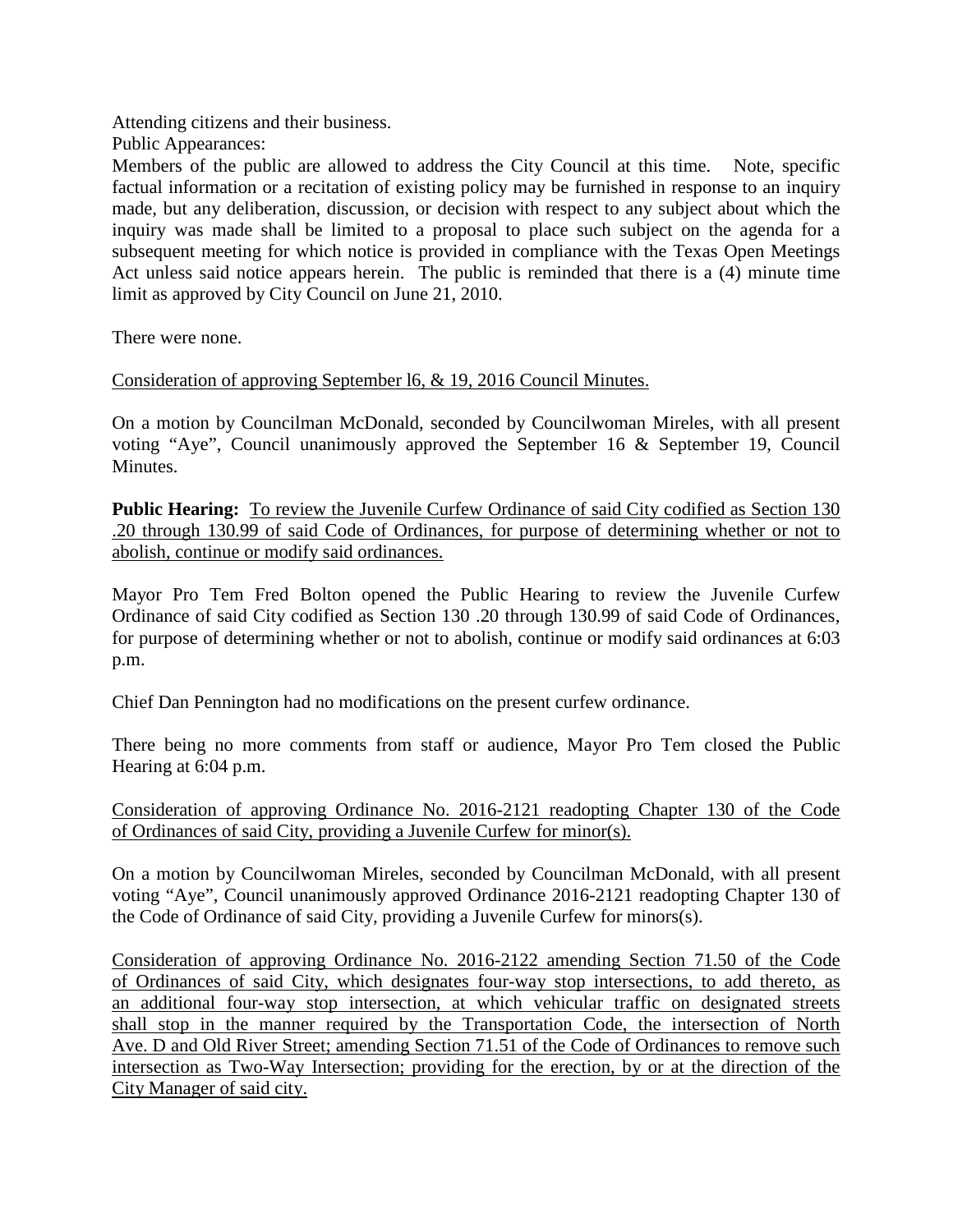Attending citizens and their business.

Public Appearances:

Members of the public are allowed to address the City Council at this time. Note, specific factual information or a recitation of existing policy may be furnished in response to an inquiry made, but any deliberation, discussion, or decision with respect to any subject about which the inquiry was made shall be limited to a proposal to place such subject on the agenda for a subsequent meeting for which notice is provided in compliance with the Texas Open Meetings Act unless said notice appears herein. The public is reminded that there is a (4) minute time limit as approved by City Council on June 21, 2010.

There were none.

<u>Consideration of approving September l6, & 19, 2016 Council Minutes.</u>

On a motion by Councilman McDonald, seconded by Councilwoman Mireles, with all present voting "Aye", Council unanimously approved the September 16 & September 19, Council Minutes.

**Public Hearing:** <u>To review the Juvenile Curfew Ordinance of said City codified as Section 130 .20 through 130.99 of said Code of Ordinances, for purpose of determining whether or not to abolish, continue or modify said ordinances.</u>

Mayor Pro Tem Fred Bolton opened the Public Hearing to review the Juvenile Curfew Ordinance of said City codified as Section 130 .20 through 130.99 of said Code of Ordinances, for purpose of determining whether or not to abolish, continue or modify said ordinances at 6:03 p.m.

Chief Dan Pennington had no modifications on the present curfew ordinance.

There being no more comments from staff or audience, Mayor Pro Tem closed the Public Hearing at 6:04 p.m.

<u>Consideration of approving Ordinance No. 2016-2121 readopting Chapter 130 of the Code of Ordinances of said City, providing a Juvenile Curfew for minor(s).</u>

On a motion by Councilwoman Mireles, seconded by Councilman McDonald, with all present voting "Aye", Council unanimously approved Ordinance 2016-2121 readopting Chapter 130 of the Code of Ordinance of said City, providing a Juvenile Curfew for minors(s).

<u>Consideration of approving Ordinance No. 2016-2122 amending Section 71.50 of the Code of Ordinances of said City, which designates four-way stop intersections, to add thereto, as an additional four-way stop intersection, at which vehicular traffic on designated streets shall stop in the manner required by the Transportation Code, the intersection of North Ave. D and Old River Street; amending Section 71.51 of the Code of Ordinances to remove such intersection as Two-Way Intersection; providing for the erection, by or at the direction of the City Manager of said city.</u>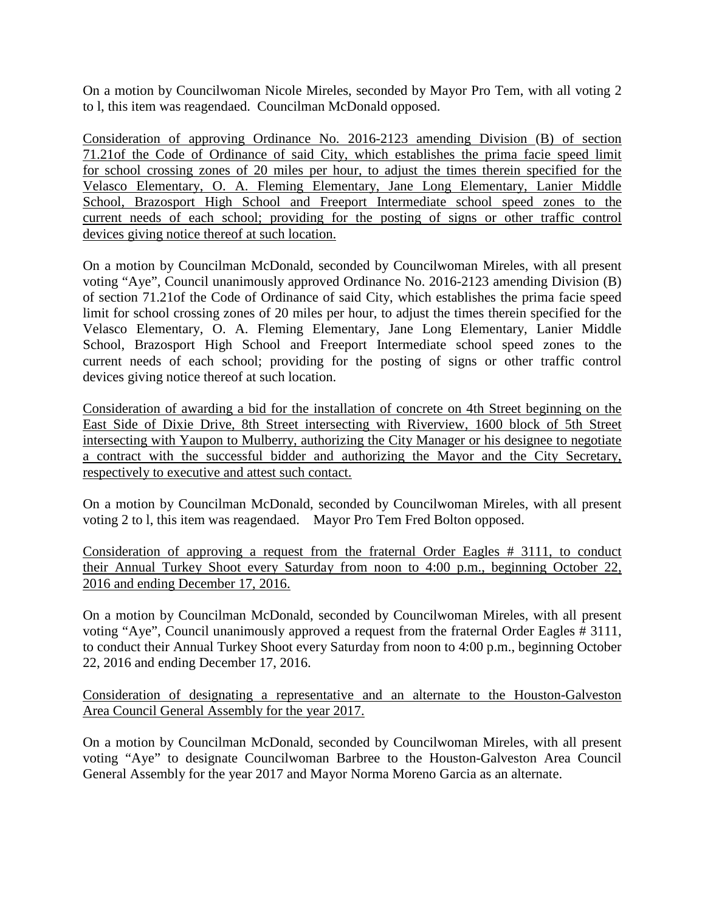On a motion by Councilwoman Nicole Mireles, seconded by Mayor Pro Tem, with all voting 2 to l, this item was reagendaed. Councilman McDonald opposed.

<u>Consideration of approving Ordinance No. 2016-2123 amending Division (B) of section 71.21of the Code of Ordinance of said City, which establishes the prima facie speed limit for school crossing zones of 20 miles per hour, to adjust the times therein specified for the Velasco Elementary, O. A. Fleming Elementary, Jane Long Elementary, Lanier Middle School, Brazosport High School and Freeport Intermediate school speed zones to the current needs of each school; providing for the posting of signs or other traffic control devices giving notice thereof at such location.</u>

On a motion by Councilman McDonald, seconded by Councilwoman Mireles, with all present voting "Aye", Council unanimously approved Ordinance No. 2016-2123 amending Division (B) of section 71.21of the Code of Ordinance of said City, which establishes the prima facie speed limit for school crossing zones of 20 miles per hour, to adjust the times therein specified for the Velasco Elementary, O. A. Fleming Elementary, Jane Long Elementary, Lanier Middle School, Brazosport High School and Freeport Intermediate school speed zones to the current needs of each school; providing for the posting of signs or other traffic control devices giving notice thereof at such location.

<u>Consideration of awarding a bid for the installation of concrete on 4th Street beginning on the East Side of Dixie Drive, 8th Street intersecting with Riverview, 1600 block of 5th Street intersecting with Yaupon to Mulberry, authorizing the City Manager or his designee to negotiate a contract with the successful bidder and authorizing the Mayor and the City Secretary, respectively to executive and attest such contact.</u>

On a motion by Councilman McDonald, seconded by Councilwoman Mireles, with all present voting 2 to l, this item was reagendaed. Mayor Pro Tem Fred Bolton opposed.

<u>Consideration of approving a request from the fraternal Order Eagles # 3111, to conduct their Annual Turkey Shoot every Saturday from noon to 4:00 p.m., beginning October 22, 2016 and ending December 17, 2016.</u>

On a motion by Councilman McDonald, seconded by Councilwoman Mireles, with all present voting "Aye", Council unanimously approved a request from the fraternal Order Eagles # 3111, to conduct their Annual Turkey Shoot every Saturday from noon to 4:00 p.m., beginning October 22, 2016 and ending December 17, 2016.

<u>Consideration of designating a representative and an alternate to the Houston-Galveston Area Council General Assembly for the year 2017.</u>

On a motion by Councilman McDonald, seconded by Councilwoman Mireles, with all present voting "Aye" to designate Councilwoman Barbree to the Houston-Galveston Area Council General Assembly for the year 2017 and Mayor Norma Moreno Garcia as an alternate.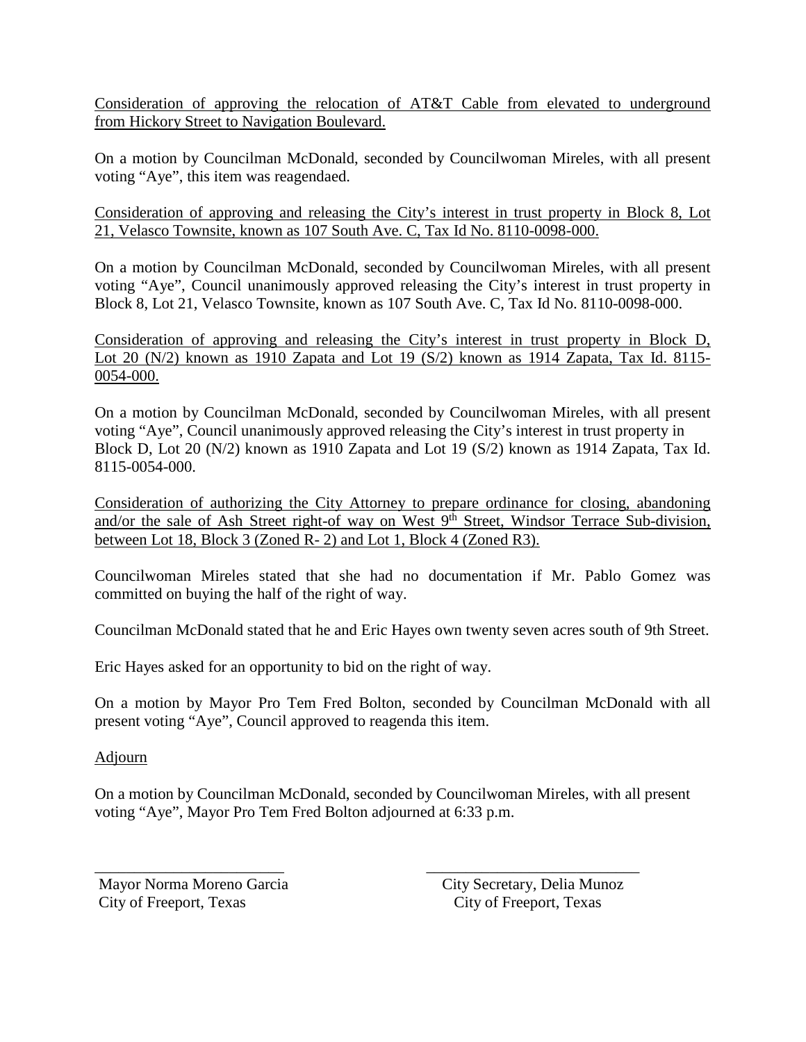Consideration of approving the relocation of AT&T Cable from elevated to underground from Hickory Street to Navigation Boulevard.

On a motion by Councilman McDonald, seconded by Councilwoman Mireles, with all present voting "Aye", this item was reagendaed.

Consideration of approving and releasing the City's interest in trust property in Block 8, Lot 21, Velasco Townsite, known as 107 South Ave. C, Tax Id No. 8110-0098-000.

On a motion by Councilman McDonald, seconded by Councilwoman Mireles, with all present voting "Aye", Council unanimously approved releasing the City's interest in trust property in Block 8, Lot 21, Velasco Townsite, known as 107 South Ave. C, Tax Id No. 8110-0098-000.

Consideration of approving and releasing the City's interest in trust property in Block D, Lot 20 (N/2) known as 1910 Zapata and Lot 19 (S/2) known as 1914 Zapata, Tax Id. 8115-0054-000.

On a motion by Councilman McDonald, seconded by Councilwoman Mireles, with all present voting "Aye", Council unanimously approved releasing the City's interest in trust property in Block D, Lot 20 (N/2) known as 1910 Zapata and Lot 19 (S/2) known as 1914 Zapata, Tax Id. 8115-0054-000.

Consideration of authorizing the City Attorney to prepare ordinance for closing, abandoning and/or the sale of Ash Street right-of way on West 9th Street, Windsor Terrace Sub-division, between Lot 18, Block 3 (Zoned R- 2) and Lot 1, Block 4 (Zoned R3).

Councilwoman Mireles stated that she had no documentation if Mr. Pablo Gomez was committed on buying the half of the right of way.

Councilman McDonald stated that he and Eric Hayes own twenty seven acres south of 9th Street.

Eric Hayes asked for an opportunity to bid on the right of way.

On a motion by Mayor Pro Tem Fred Bolton, seconded by Councilman McDonald with all present voting "Aye", Council approved to reagenda this item.

Adjourn

On a motion by Councilman McDonald, seconded by Councilwoman Mireles, with all present voting "Aye", Mayor Pro Tem Fred Bolton adjourned at 6:33 p.m.

\_\_\_\_\_\_\_\_\_\_\_\_\_\_\_\_\_\_\_\_\_\_\_\_ \_\_\_\_\_\_\_\_\_\_\_\_\_\_\_\_\_\_\_\_\_\_\_\_

Mayor Norma Moreno Garcia
City of Freeport, Texas

City Secretary, Delia Munoz
City of Freeport, Texas